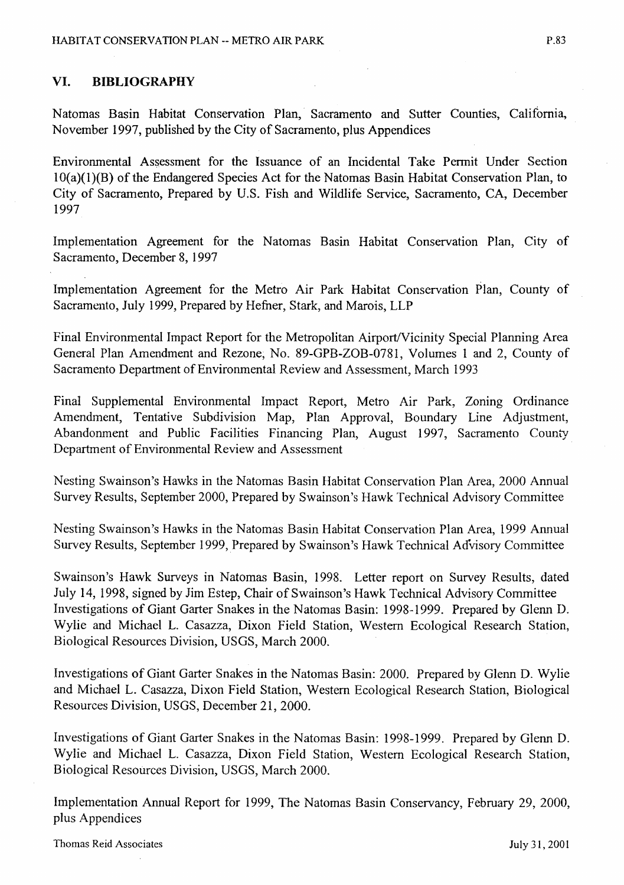## VI. BIBLIOGRAPHY

Natomas Basin Habitat Conservation Plan, Sacramento and Sutter Counties, California, November 1997, published by the City of Sacramento, plus Appendices

Environmental Assessment for the Issuance of an Incidental Take Permit Under Section 10(a)(1)(B) of the Endangered Species Act for the Natomas Basin Habitat Conservation Plan, to City of Sacramento, Prepared by U.S. Fish and Wildlife Service, Sacramento, CA, December 1997

Implementation Agreement for the Natomas Basin Habitat Conservation Plan, City of Sacramento, December 8, 1997

Implementation Agreement for the Metro Air Park Habitat Conservation Plan, County of Sacramento, July 1999, Prepared by Hefner, Stark, and Marois, LLP

Final Environmental Impact Report for the Metropolitan Airport/Vicinity Special Planning Area General Plan Amendment and Rezone, No. 89-GPB-ZOB-0781, Volumes 1 and 2, County of Sacramento Department of Environmental Review and Assessment, March 1993

Final Supplemental Environmental Impact Report, Metro Air Park, Zoning Ordinance Amendment, Tentative Subdivision Map, Plan Approval, Boundary Line Adjustment, Abandonment and Public Facilities Financing Plan, August 1997, Sacramento County Department of Environmental Review and Assessment

Nesting Swainson's Hawks in the Natomas Basin Habitat Conservation Plan Area, 2000 Annual Survey Results, September 2000, Prepared by Swainson's Hawk Technical Advisory Committee

Nesting Swainson's Hawks in the Natomas Basin Habitat Conservation Plan Area, 1999 Annual Survey Results, September 1999, Prepared by Swainson's Hawk Technical Advisory Committee

Swainson's Hawk Surveys in Natomas Basin, 1998. Letter report on Survey Results, dated July 14, 1998, signed by Jim Estep, Chair of Swainson's Hawk Technical Advisory Committee
Investigations of Giant Garter Snakes in the Natomas Basin: 1998-1999. Prepared by Glenn D. Wylie and Michael L. Casazza, Dixon Field Station, Western Ecological Research Station, Biological Resources Division, USGS, March 2000.

Investigations of Giant Garter Snakes in the Natomas Basin: 2000. Prepared by Glenn D. Wylie and Michael L. Casazza, Dixon Field Station, Western Ecological Research Station, Biological Resources Division, USGS, December 21, 2000.

Investigations of Giant Garter Snakes in the Natomas Basin: 1998-1999. Prepared by Glenn D. Wylie and Michael L. Casazza, Dixon Field Station, Western Ecological Research Station, Biological Resources Division, USGS, March 2000.

Implementation Annual Report for 1999, The Natomas Basin Conservancy, February 29, 2000, plus Appendices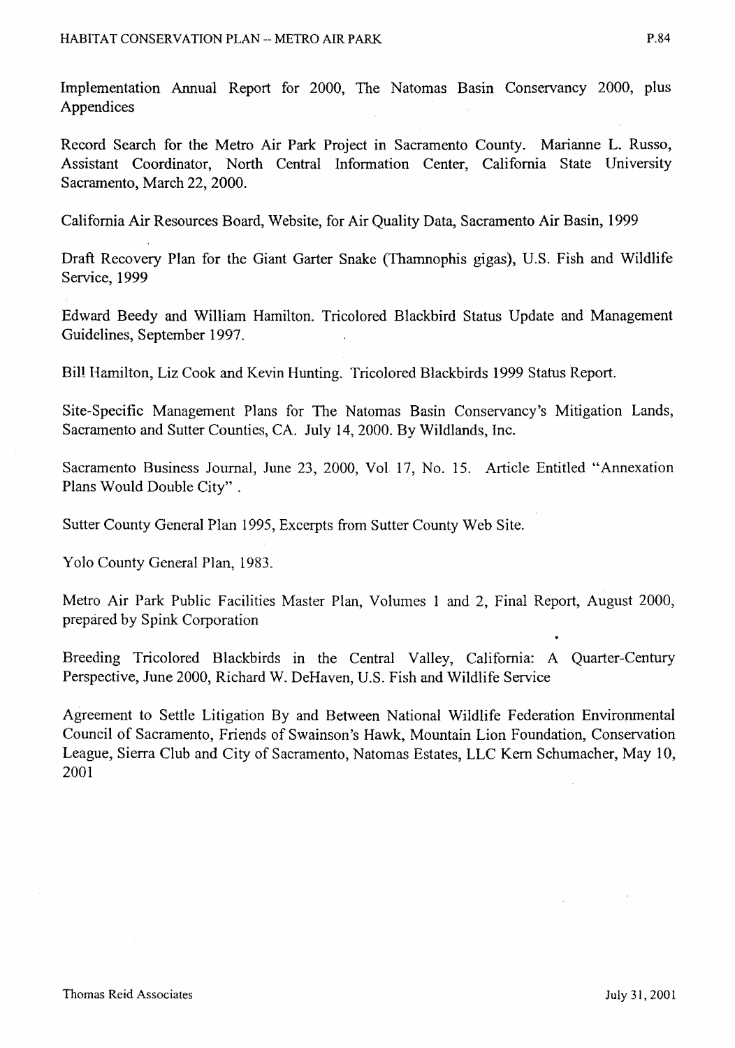Implementation Annual Report for 2000, The Natomas Basin Conservancy 2000, plus Appendices

Record Search for the Metro Air Park Project in Sacramento County. Marianne L. Russo, Assistant Coordinator, North Central Information Center, California State University Sacramento, March 22, 2000.

California Air Resources Board, Website, for Air Quality Data, Sacramento Air Basin, 1999

Draft Recovery Plan for the Giant Garter Snake (Thamnophis gigas), U.S. Fish and Wildlife Service, 1999

Edward Beedy and William Hamilton. Tricolored Blackbird Status Update and Management Guidelines, September 1997.

Bill Hamilton, Liz Cook and Kevin Hunting. Tricolored Blackbirds 1999 Status Report.

Site-Specific Management Plans for The Natomas Basin Conservancy's Mitigation Lands, Sacramento and Sutter Counties, CA. July 14, 2000. By Wildlands, Inc.

Sacramento Business Journal, June 23, 2000, Vol 17, No. 15. Article Entitled "Annexation Plans Would Double City" .

Sutter County General Plan 1995, Excerpts from Sutter County Web Site.

Yolo County General Plan, 1983.

Metro Air Park Public Facilities Master Plan, Volumes 1 and 2, Final Report, August 2000, prepared by Spink Corporation

Breeding Tricolored Blackbirds in the Central Valley, California: A Quarter-Century Perspective, June 2000, Richard W. DeHaven, U.S. Fish and Wildlife Service

Agreement to Settle Litigation By and Between National Wildlife Federation Environmental Council of Sacramento, Friends of Swainson's Hawk, Mountain Lion Foundation, Conservation League, Sierra Club and City of Sacramento, Natomas Estates, LLC Kern Schumacher, May 10, 2001